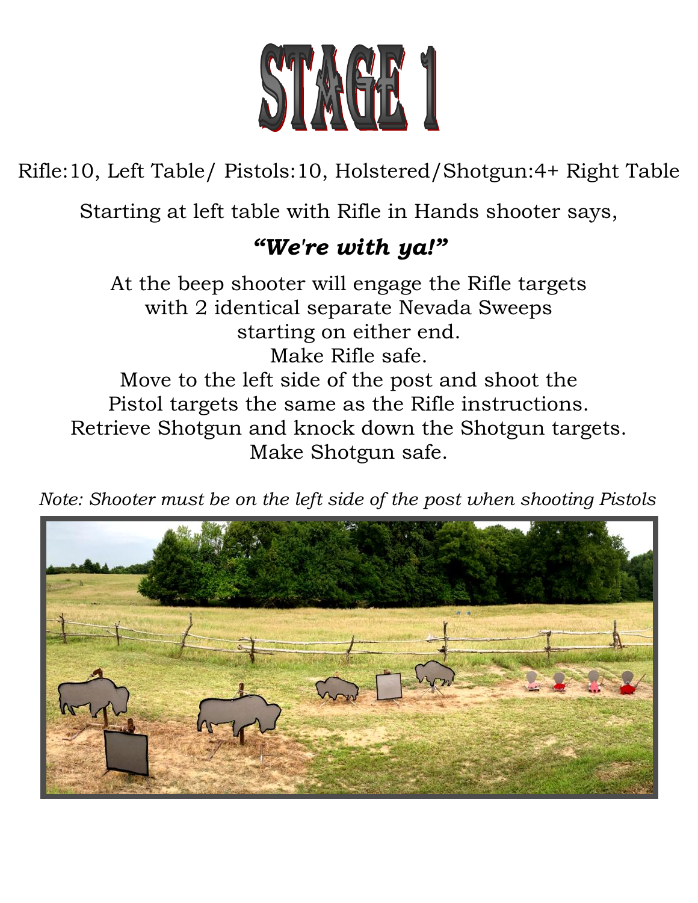# STAGE 1

Rifle:10, Left Table/ Pistols:10, Holstered/Shotgun:4+ Right Table

Starting at left table with Rifle in Hands shooter says,

***"We're with ya!"***

At the beep shooter will engage the Rifle targets with 2 identical separate Nevada Sweeps starting on either end.
Make Rifle safe.
Move to the left side of the post and shoot the Pistol targets the same as the Rifle instructions.
Retrieve Shotgun and knock down the Shotgun targets.
Make Shotgun safe.

*Note: Shooter must be on the left side of the post when shooting Pistols*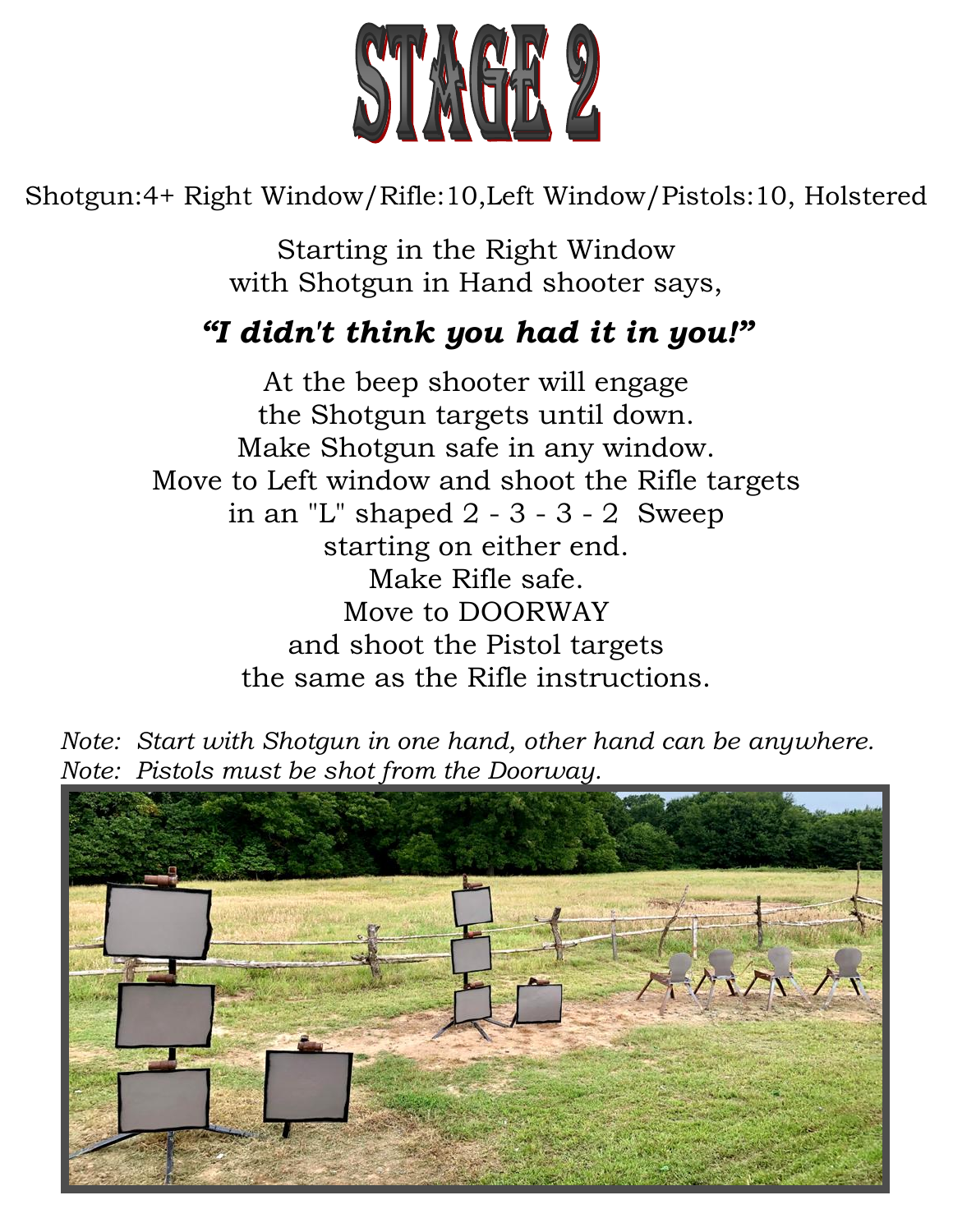# STAGE 2

Shotgun:4+ Right Window/Rifle:10,Left Window/Pistols:10, Holstered

Starting in the Right Window
with Shotgun in Hand shooter says,

***"I didn't think you had it in you!"***

At the beep shooter will engage
the Shotgun targets until down.
Make Shotgun safe in any window.
Move to Left window and shoot the Rifle targets
in an "L" shaped 2 - 3 - 3 - 2 Sweep
starting on either end.
Make Rifle safe.
Move to DOORWAY
and shoot the Pistol targets
the same as the Rifle instructions.

*Note: Start with Shotgun in one hand, other hand can be anywhere.*
*Note: Pistols must be shot from the Doorway.*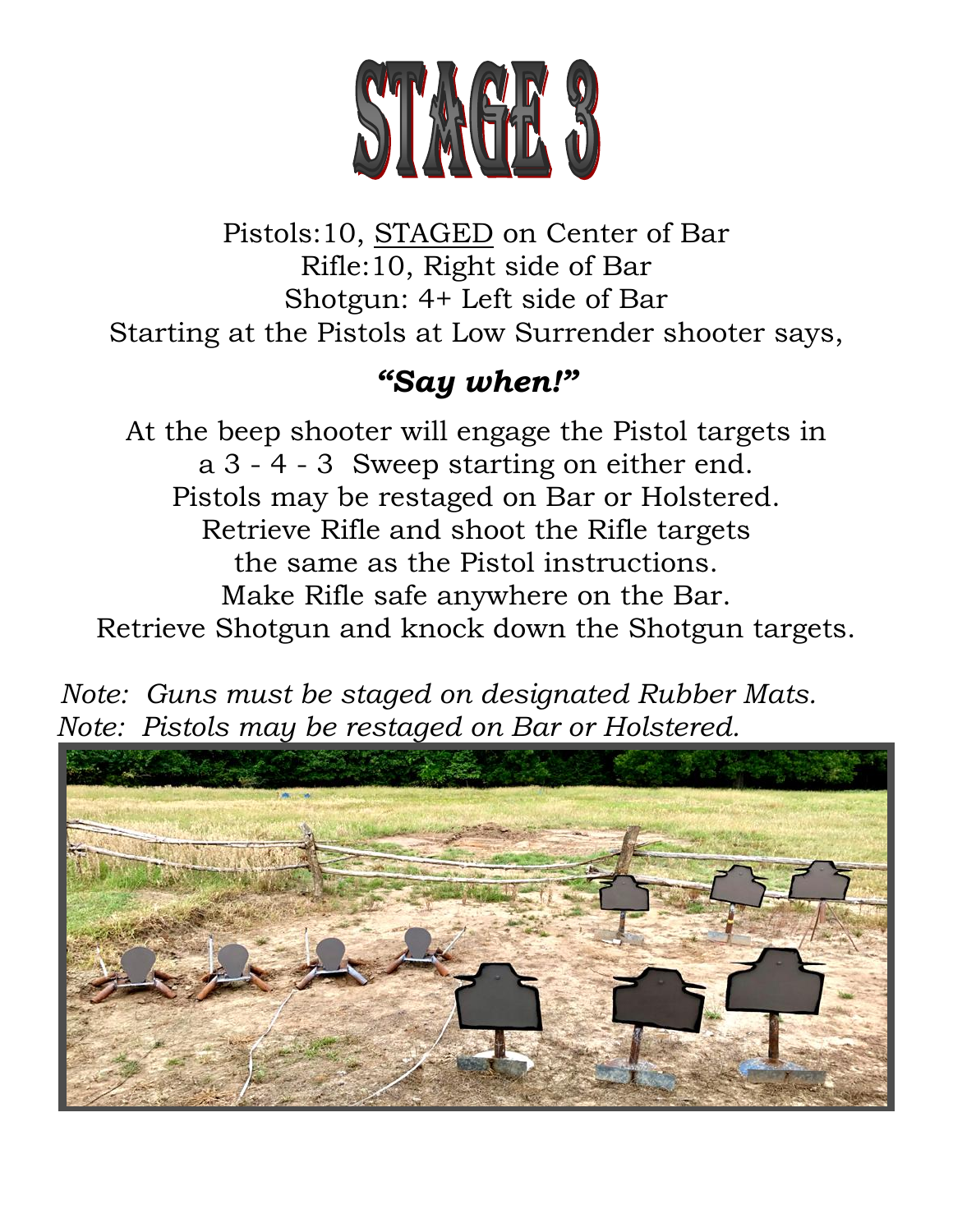# STAGE 3

Pistols:10, <u>STAGED</u> on Center of Bar
Rifle:10, Right side of Bar
Shotgun: 4+ Left side of Bar
Starting at the Pistols at Low Surrender shooter says,

***"Say when!"***

At the beep shooter will engage the Pistol targets in a 3 - 4 - 3 Sweep starting on either end.
Pistols may be restaged on Bar or Holstered.
Retrieve Rifle and shoot the Rifle targets the same as the Pistol instructions.
Make Rifle safe anywhere on the Bar.
Retrieve Shotgun and knock down the Shotgun targets.

*Note: Guns must be staged on designated Rubber Mats.*
*Note: Pistols may be restaged on Bar or Holstered.*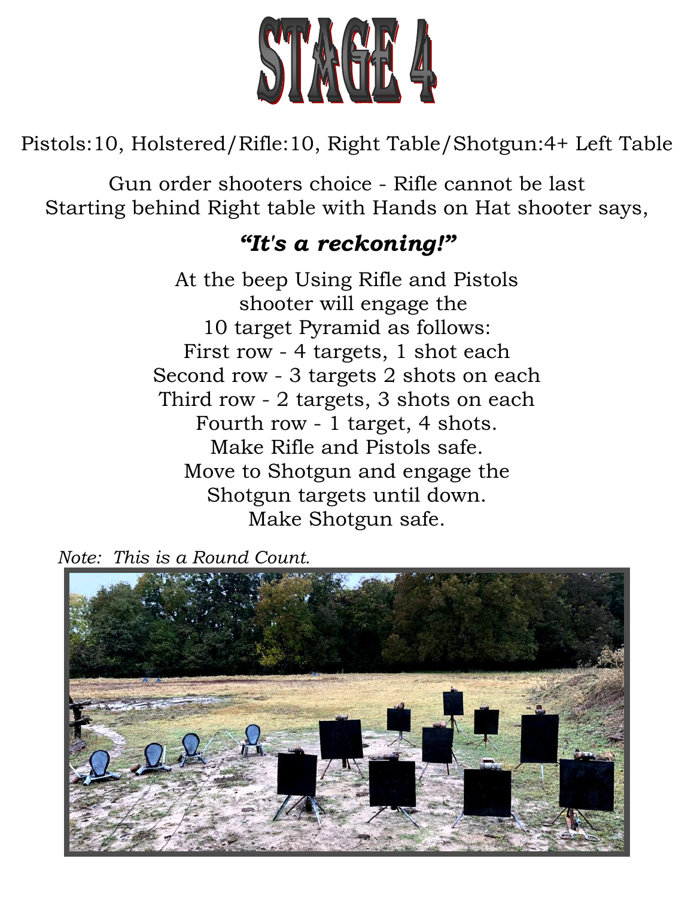# STAGE 4

Pistols:10, Holstered/Rifle:10, Right Table/Shotgun:4+ Left Table

Gun order shooters choice - Rifle cannot be last
Starting behind Right table with Hands on Hat shooter says,

***"It's a reckoning!"***

At the beep Using Rifle and Pistols
shooter will engage the
10 target Pyramid as follows:
First row - 4 targets, 1 shot each
Second row - 3 targets 2 shots on each
Third row - 2 targets, 3 shots on each
Fourth row - 1 target, 4 shots.
Make Rifle and Pistols safe.
Move to Shotgun and engage the
Shotgun targets until down.
Make Shotgun safe.

*Note: This is a Round Count.*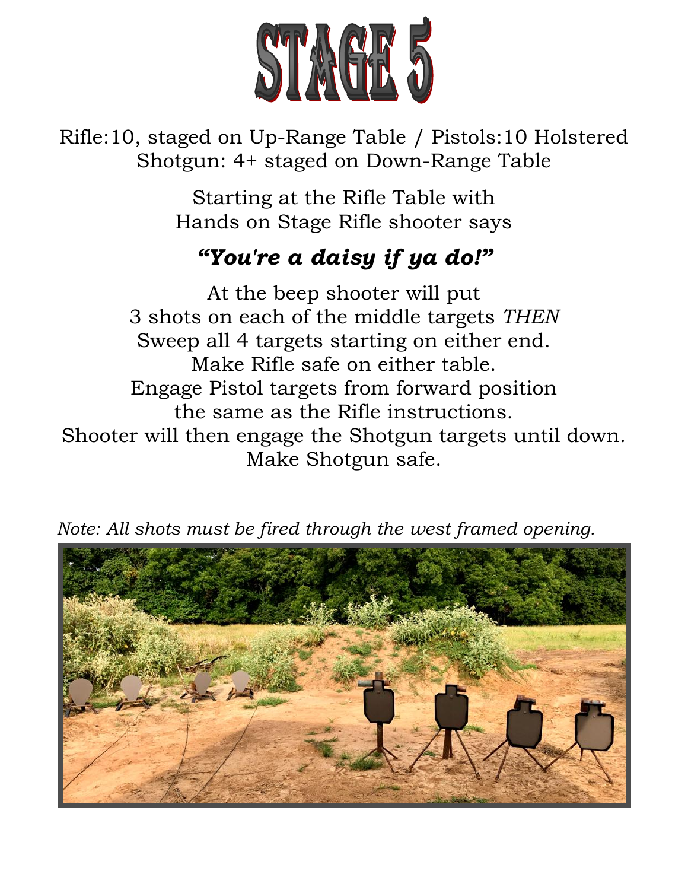# STAGE 5

Rifle:10, staged on Up-Range Table / Pistols:10 Holstered
Shotgun: 4+ staged on Down-Range Table

Starting at the Rifle Table with
Hands on Stage Rifle shooter says

***"You're a daisy if ya do!"***

At the beep shooter will put
3 shots on each of the middle targets *THEN*
Sweep all 4 targets starting on either end.
Make Rifle safe on either table.
Engage Pistol targets from forward position
the same as the Rifle instructions.
Shooter will then engage the Shotgun targets until down.
Make Shotgun safe.

*Note: All shots must be fired through the west framed opening.*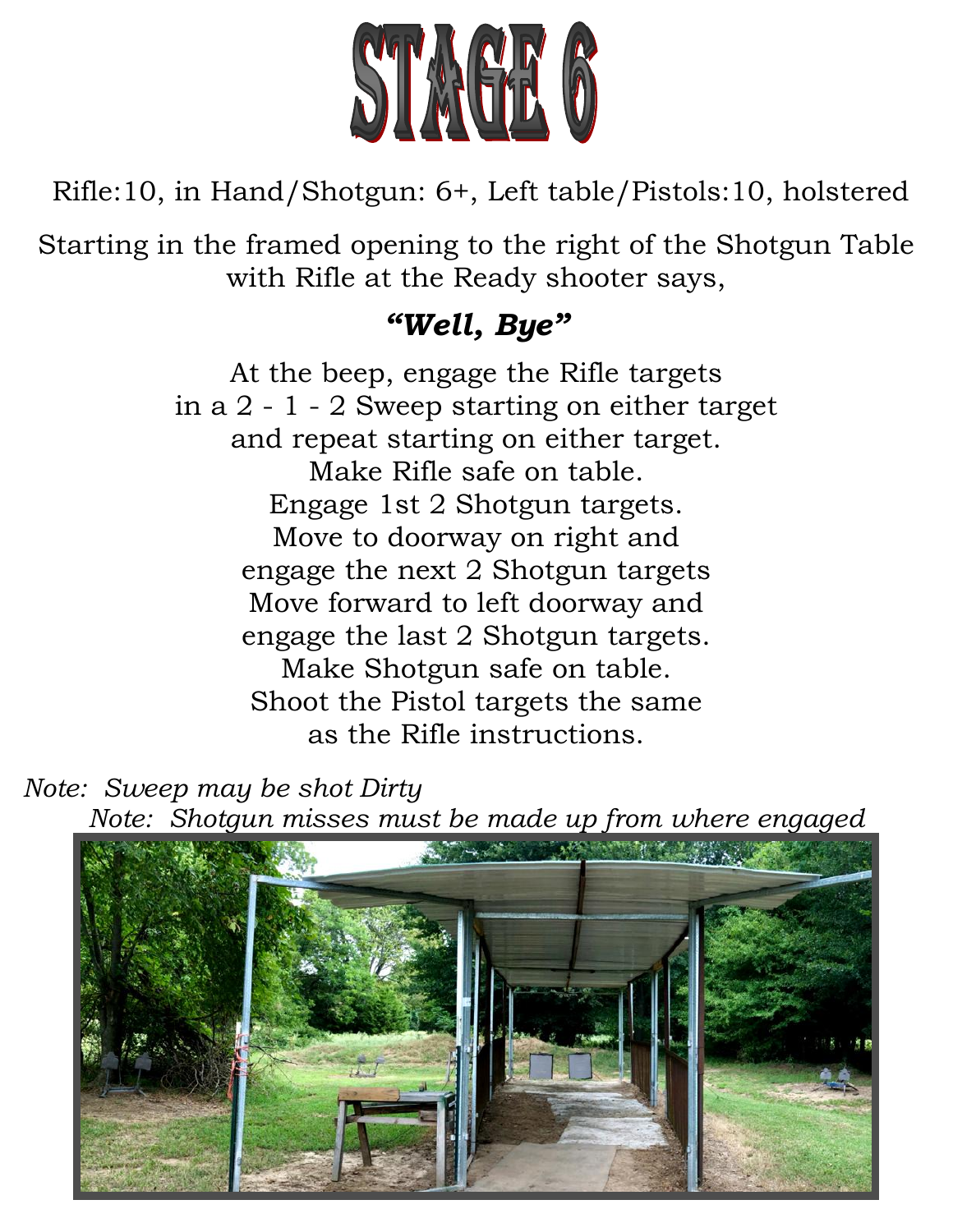# STAGE 6

Rifle:10, in Hand/Shotgun: 6+, Left table/Pistols:10, holstered

Starting in the framed opening to the right of the Shotgun Table with Rifle at the Ready shooter says,

***"Well, Bye"***

At the beep, engage the Rifle targets
in a 2 - 1 - 2 Sweep starting on either target
and repeat starting on either target.
Make Rifle safe on table.
Engage 1st 2 Shotgun targets.
Move to doorway on right and
engage the next 2 Shotgun targets
Move forward to left doorway and
engage the last 2 Shotgun targets.
Make Shotgun safe on table.
Shoot the Pistol targets the same
as the Rifle instructions.

*Note: Sweep may be shot Dirty*

*Note: Shotgun misses must be made up from where engaged*